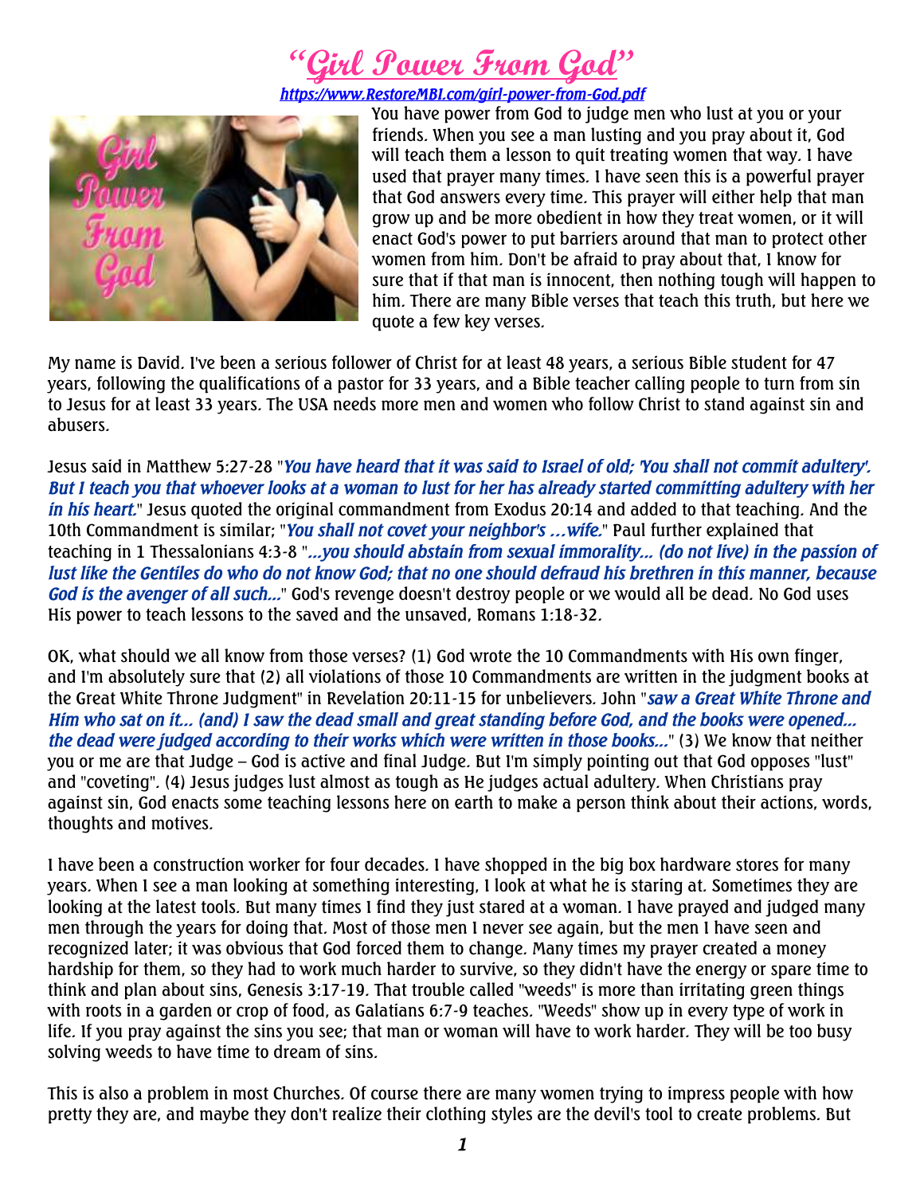# "Girl Power From God"

https://www.RestoreMBI.com/girl-power-from-God.pdf

You have power from God to judge men who lust at you or your friends. When you see a man lusting and you pray about it, God will teach them a lesson to quit treating women that way. I have used that prayer many times. I have seen this is a powerful prayer that God answers every time. This prayer will either help that man grow up and be more obedient in how they treat women, or it will enact God's power to put barriers around that man to protect other women from him. Don't be afraid to pray about that, I know for sure that if that man is innocent, then nothing tough will happen to him. There are many Bible verses that teach this truth, but here we quote a few key verses.

My name is David. I've been a serious follower of Christ for at least 48 years, a serious Bible student for 47 years, following the qualifications of a pastor for 33 years, and a Bible teacher calling people to turn from sin to Jesus for at least 33 years. The USA needs more men and women who follow Christ to stand against sin and abusers.

Jesus said in Matthew 5:27-28 "*You have heard that it was said to Israel of old; 'You shall not commit adultery'. But I teach you that whoever looks at a woman to lust for her has already started committing adultery with her in his heart.*" Jesus quoted the original commandment from Exodus 20:14 and added to that teaching. And the 10th Commandment is similar; "*You shall not covet your neighbor's ...wife.*" Paul further explained that teaching in 1 Thessalonians 4:3-8 "*...you should abstain from sexual immorality... (do not live) in the passion of lust like the Gentiles do who do not know God; that no one should defraud his brethren in this manner, because God is the avenger of all such...*" God's revenge doesn't destroy people or we would all be dead. No God uses His power to teach lessons to the saved and the unsaved, Romans 1:18-32.

OK, what should we all know from those verses? (1) God wrote the 10 Commandments with His own finger, and I'm absolutely sure that (2) all violations of those 10 Commandments are written in the judgment books at the Great White Throne Judgment" in Revelation 20:11-15 for unbelievers. John "*saw a Great White Throne and Him who sat on it... (and) I saw the dead small and great standing before God, and the books were opened... the dead were judged according to their works which were written in those books...*" (3) We know that neither you or me are that Judge – God is active and final Judge. But I'm simply pointing out that God opposes "lust" and "coveting". (4) Jesus judges lust almost as tough as He judges actual adultery. When Christians pray against sin, God enacts some teaching lessons here on earth to make a person think about their actions, words, thoughts and motives.

I have been a construction worker for four decades. I have shopped in the big box hardware stores for many years. When I see a man looking at something interesting, I look at what he is staring at. Sometimes they are looking at the latest tools. But many times I find they just stared at a woman. I have prayed and judged many men through the years for doing that. Most of those men I never see again, but the men I have seen and recognized later; it was obvious that God forced them to change. Many times my prayer created a money hardship for them, so they had to work much harder to survive, so they didn't have the energy or spare time to think and plan about sins, Genesis 3:17-19. That trouble called "weeds" is more than irritating green things with roots in a garden or crop of food, as Galatians 6:7-9 teaches. "Weeds" show up in every type of work in life. If you pray against the sins you see; that man or woman will have to work harder. They will be too busy solving weeds to have time to dream of sins.

This is also a problem in most Churches. Of course there are many women trying to impress people with how pretty they are, and maybe they don't realize their clothing styles are the devil's tool to create problems. But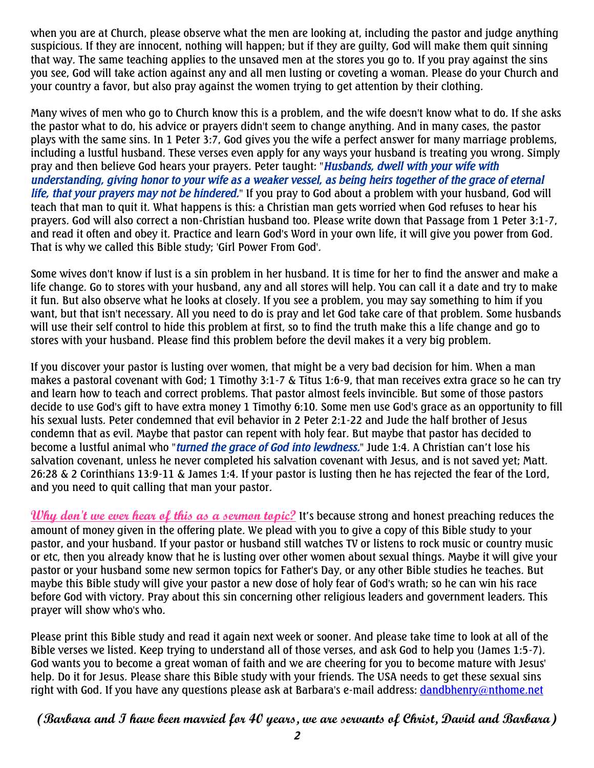when you are at Church, please observe what the men are looking at, including the pastor and judge anything suspicious. If they are innocent, nothing will happen; but if they are guilty, God will make them quit sinning that way. The same teaching applies to the unsaved men at the stores you go to. If you pray against the sins you see, God will take action against any and all men lusting or coveting a woman. Please do your Church and your country a favor, but also pray against the women trying to get attention by their clothing.

Many wives of men who go to Church know this is a problem, and the wife doesn't know what to do. If she asks the pastor what to do, his advice or prayers didn't seem to change anything. And in many cases, the pastor plays with the same sins. In 1 Peter 3:7, God gives you the wife a perfect answer for many marriage problems, including a lustful husband. These verses even apply for any ways your husband is treating you wrong. Simply pray and then believe God hears your prayers. Peter taught: "*Husbands, dwell with your wife with understanding, giving honor to your wife as a weaker vessel, as being heirs together of the grace of eternal life, that your prayers may not be hindered.*" If you pray to God about a problem with your husband, God will teach that man to quit it. What happens is this: a Christian man gets worried when God refuses to hear his prayers. God will also correct a non-Christian husband too. Please write down that Passage from 1 Peter 3:1-7, and read it often and obey it. Practice and learn God's Word in your own life, it will give you power from God. That is why we called this Bible study; 'Girl Power From God'.

Some wives don't know if lust is a sin problem in her husband. It is time for her to find the answer and make a life change. Go to stores with your husband, any and all stores will help. You can call it a date and try to make it fun. But also observe what he looks at closely. If you see a problem, you may say something to him if you want, but that isn't necessary. All you need to do is pray and let God take care of that problem. Some husbands will use their self control to hide this problem at first, so to find the truth make this a life change and go to stores with your husband. Please find this problem before the devil makes it a very big problem.

If you discover your pastor is lusting over women, that might be a very bad decision for him. When a man makes a pastoral covenant with God; 1 Timothy 3:1-7 & Titus 1:6-9, that man receives extra grace so he can try and learn how to teach and correct problems. That pastor almost feels invincible. But some of those pastors decide to use God's gift to have extra money 1 Timothy 6:10. Some men use God's grace as an opportunity to fill his sexual lusts. Peter condemned that evil behavior in 2 Peter 2:1-22 and Jude the half brother of Jesus condemn that as evil. Maybe that pastor can repent with holy fear. But maybe that pastor has decided to become a lustful animal who "*turned the grace of God into lewdness.*" Jude 1:4. A Christian can't lose his salvation covenant, unless he never completed his salvation covenant with Jesus, and is not saved yet; Matt. 26:28 & 2 Corinthians 13:9-11 & James 1:4. If your pastor is lusting then he has rejected the fear of the Lord, and you need to quit calling that man your pastor.

***Why don't we ever hear of this as a sermon topic?*** It's because strong and honest preaching reduces the amount of money given in the offering plate. We plead with you to give a copy of this Bible study to your pastor, and your husband. If your pastor or husband still watches TV or listens to rock music or country music or etc, then you already know that he is lusting over other women about sexual things. Maybe it will give your pastor or your husband some new sermon topics for Father's Day, or any other Bible studies he teaches. But maybe this Bible study will give your pastor a new dose of holy fear of God's wrath; so he can win his race before God with victory. Pray about this sin concerning other religious leaders and government leaders. This prayer will show who's who.

Please print this Bible study and read it again next week or sooner. And please take time to look at all of the Bible verses we listed. Keep trying to understand all of those verses, and ask God to help you (James 1:5-7). God wants you to become a great woman of faith and we are cheering for you to become mature with Jesus' help. Do it for Jesus. Please share this Bible study with your friends. The USA needs to get these sexual sins right with God. If you have any questions please ask at Barbara's e-mail address: dandbhenry@nthome.net

***(Barbara and I have been married for 40 years, we are servants of Christ, David and Barbara)***